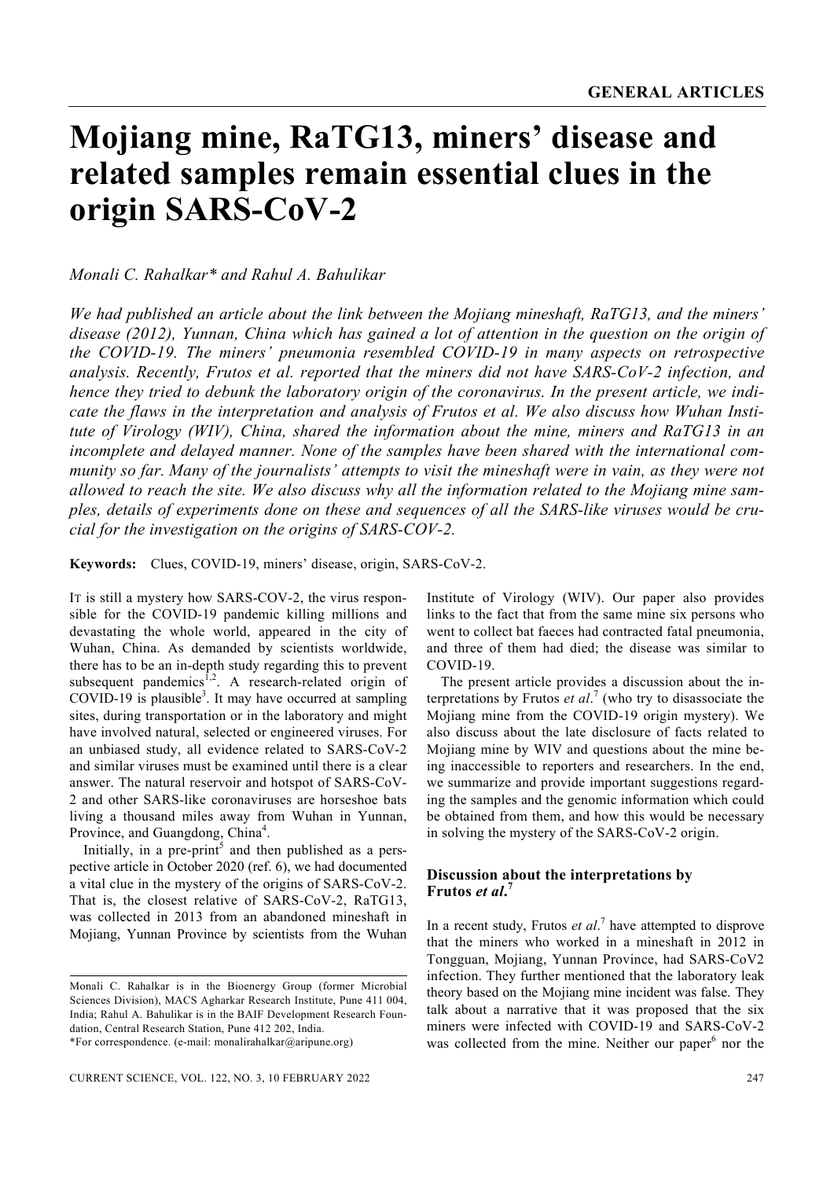# Mojiang mine, RaTG13, miners' disease and related samples remain essential clues in the origin SARS-CoV-2

*Monali C. Rahalkar\* and Rahul A. Bahulikar*

*We had published an article about the link between the Mojiang mineshaft, RaTG13, and the miners' disease (2012), Yunnan, China which has gained a lot of attention in the question on the origin of the COVID-19. The miners' pneumonia resembled COVID-19 in many aspects on retrospective analysis. Recently, Frutos et al. reported that the miners did not have SARS-CoV-2 infection, and hence they tried to debunk the laboratory origin of the coronavirus. In the present article, we indicate the flaws in the interpretation and analysis of Frutos et al. We also discuss how Wuhan Institute of Virology (WIV), China, shared the information about the mine, miners and RaTG13 in an incomplete and delayed manner. None of the samples have been shared with the international community so far. Many of the journalists' attempts to visit the mineshaft were in vain, as they were not allowed to reach the site. We also discuss why all the information related to the Mojiang mine samples, details of experiments done on these and sequences of all the SARS-like viruses would be crucial for the investigation on the origins of SARS-COV-2.*

**Keywords:** Clues, COVID-19, miners' disease, origin, SARS-CoV-2.

IT is still a mystery how SARS-COV-2, the virus responsible for the COVID-19 pandemic killing millions and devastating the whole world, appeared in the city of Wuhan, China. As demanded by scientists worldwide, there has to be an in-depth study regarding this to prevent subsequent pandemics[1,2]. A research-related origin of COVID-19 is plausible[3]. It may have occurred at sampling sites, during transportation or in the laboratory and might have involved natural, selected or engineered viruses. For an unbiased study, all evidence related to SARS-CoV-2 and similar viruses must be examined until there is a clear answer. The natural reservoir and hotspot of SARS-CoV-2 and other SARS-like coronaviruses are horseshoe bats living a thousand miles away from Wuhan in Yunnan, Province, and Guangdong, China[4].

Initially, in a pre-print[5] and then published as a perspective article in October 2020 (ref. 6), we had documented a vital clue in the mystery of the origins of SARS-CoV-2. That is, the closest relative of SARS-CoV-2, RaTG13, was collected in 2013 from an abandoned mineshaft in Mojiang, Yunnan Province by scientists from the Wuhan Institute of Virology (WIV). Our paper also provides links to the fact that from the same mine six persons who went to collect bat faeces had contracted fatal pneumonia, and three of them had died; the disease was similar to COVID-19.

The present article provides a discussion about the interpretations by Frutos *et al*.[7] (who try to disassociate the Mojiang mine from the COVID-19 origin mystery). We also discuss about the late disclosure of facts related to Mojiang mine by WIV and questions about the mine being inaccessible to reporters and researchers. In the end, we summarize and provide important suggestions regarding the samples and the genomic information which could be obtained from them, and how this would be necessary in solving the mystery of the SARS-CoV-2 origin.

## Discussion about the interpretations by Frutos *et al*.[7]

In a recent study, Frutos *et al*.[7] have attempted to disprove that the miners who worked in a mineshaft in 2012 in Tongguan, Mojiang, Yunnan Province, had SARS-CoV2 infection. They further mentioned that the laboratory leak theory based on the Mojiang mine incident was false. They talk about a narrative that it was proposed that the six miners were infected with COVID-19 and SARS-CoV-2 was collected from the mine. Neither our paper[6] nor the

Monali C. Rahalkar is in the Bioenergy Group (former Microbial Sciences Division), MACS Agharkar Research Institute, Pune 411 004, India; Rahul A. Bahulikar is in the BAIF Development Research Foundation, Central Research Station, Pune 412 202, India.
\*For correspondence. (e-mail: monalirahalkar@aripune.org)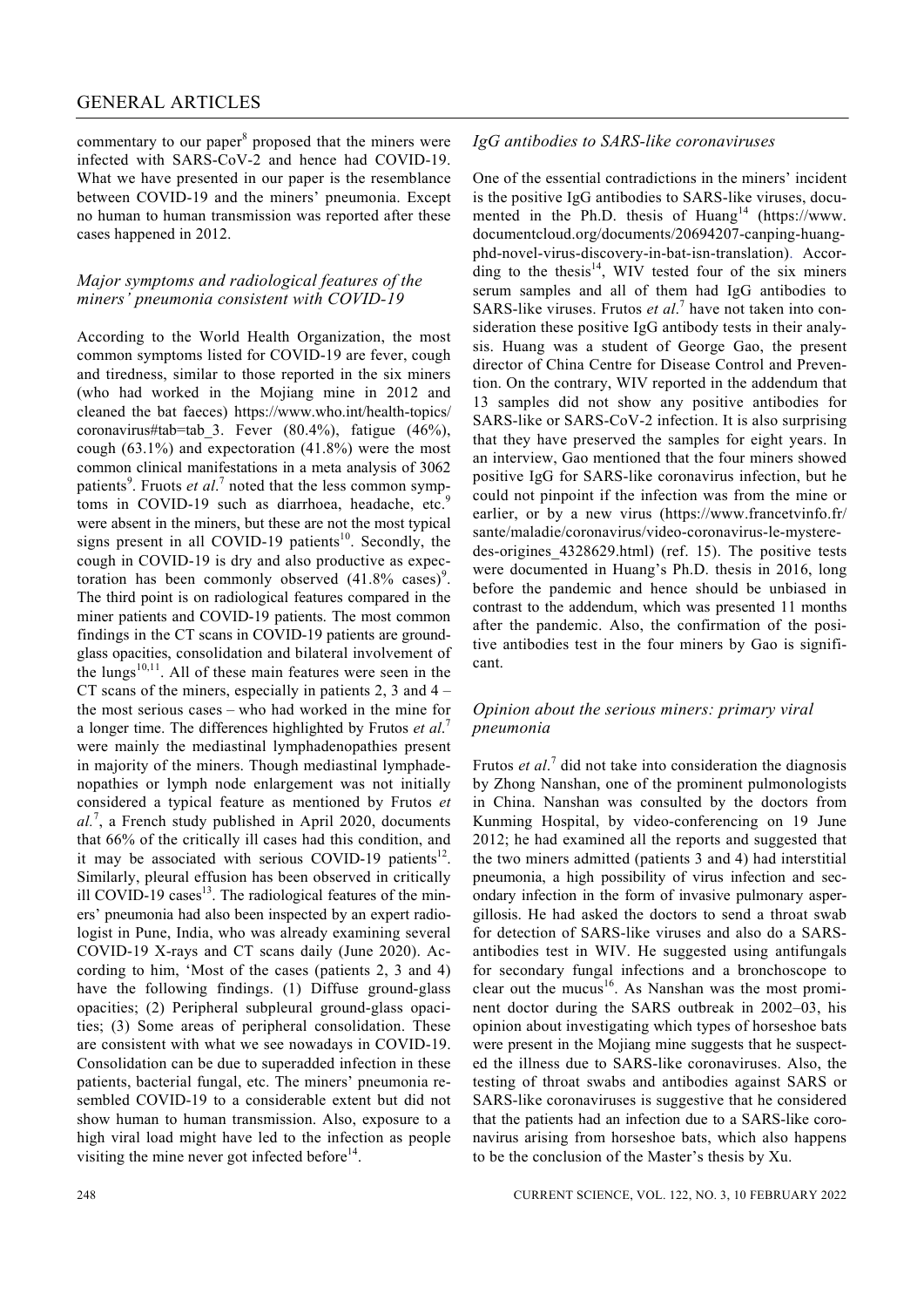commentary to our paper[8] proposed that the miners were infected with SARS-CoV-2 and hence had COVID-19. What we have presented in our paper is the resemblance between COVID-19 and the miners' pneumonia. Except no human to human transmission was reported after these cases happened in 2012.

### *Major symptoms and radiological features of the miners' pneumonia consistent with COVID-19*

According to the World Health Organization, the most common symptoms listed for COVID-19 are fever, cough and tiredness, similar to those reported in the six miners (who had worked in the Mojiang mine in 2012 and cleaned the bat faeces) https://www.who.int/health-topics/coronavirus#tab=tab_3. Fever (80.4%), fatigue (46%), cough (63.1%) and expectoration (41.8%) were the most common clinical manifestations in a meta analysis of 3062 patients[9]. Fruots *et al*.[7] noted that the less common symptoms in COVID-19 such as diarrhoea, headache, etc.[9] were absent in the miners, but these are not the most typical signs present in all COVID-19 patients[10]. Secondly, the cough in COVID-19 is dry and also productive as expectoration has been commonly observed (41.8% cases)[9]. The third point is on radiological features compared in the miner patients and COVID-19 patients. The most common findings in the CT scans in COVID-19 patients are ground-glass opacities, consolidation and bilateral involvement of the lungs[10,11]. All of these main features were seen in the CT scans of the miners, especially in patients 2, 3 and 4 – the most serious cases – who had worked in the mine for a longer time. The differences highlighted by Frutos *et al*.[7] were mainly the mediastinal lymphadenopathies present in majority of the miners. Though mediastinal lymphadenopathies or lymph node enlargement was not initially considered a typical feature as mentioned by Frutos *et al.*[7], a French study published in April 2020, documents that 66% of the critically ill cases had this condition, and it may be associated with serious COVID-19 patients[12]. Similarly, pleural effusion has been observed in critically ill COVID-19 cases[13]. The radiological features of the miners' pneumonia had also been inspected by an expert radiologist in Pune, India, who was already examining several COVID-19 X-rays and CT scans daily (June 2020). According to him, 'Most of the cases (patients 2, 3 and 4) have the following findings. (1) Diffuse ground-glass opacities; (2) Peripheral subpleural ground-glass opacities; (3) Some areas of peripheral consolidation. These are consistent with what we see nowadays in COVID-19. Consolidation can be due to superadded infection in these patients, bacterial fungal, etc. The miners' pneumonia resembled COVID-19 to a considerable extent but did not show human to human transmission. Also, exposure to a high viral load might have led to the infection as people visiting the mine never got infected before[14].

### *IgG antibodies to SARS-like coronaviruses*

One of the essential contradictions in the miners' incident is the positive IgG antibodies to SARS-like viruses, documented in the Ph.D. thesis of Huang[14] (https://www.documentcloud.org/documents/20694207-canping-huang-phd-novel-virus-discovery-in-bat-isn-translation). According to the thesis[14], WIV tested four of the six miners serum samples and all of them had IgG antibodies to SARS-like viruses. Frutos *et al*.[7] have not taken into consideration these positive IgG antibody tests in their analysis. Huang was a student of George Gao, the present director of China Centre for Disease Control and Prevention. On the contrary, WIV reported in the addendum that 13 samples did not show any positive antibodies for SARS-like or SARS-CoV-2 infection. It is also surprising that they have preserved the samples for eight years. In an interview, Gao mentioned that the four miners showed positive IgG for SARS-like coronavirus infection, but he could not pinpoint if the infection was from the mine or earlier, or by a new virus (https://www.francetvinfo.fr/sante/maladie/coronavirus/video-coronavirus-le-mystere-des-origines_4328629.html) (ref. 15). The positive tests were documented in Huang's Ph.D. thesis in 2016, long before the pandemic and hence should be unbiased in contrast to the addendum, which was presented 11 months after the pandemic. Also, the confirmation of the positive antibodies test in the four miners by Gao is significant.

### *Opinion about the serious miners: primary viral pneumonia*

Frutos *et al*.[7] did not take into consideration the diagnosis by Zhong Nanshan, one of the prominent pulmonologists in China. Nanshan was consulted by the doctors from Kunming Hospital, by video-conferencing on 19 June 2012; he had examined all the reports and suggested that the two miners admitted (patients 3 and 4) had interstitial pneumonia, a high possibility of virus infection and secondary infection in the form of invasive pulmonary aspergillosis. He had asked the doctors to send a throat swab for detection of SARS-like viruses and also do a SARS-antibodies test in WIV. He suggested using antifungals for secondary fungal infections and a bronchoscope to clear out the mucus[16]. As Nanshan was the most prominent doctor during the SARS outbreak in 2002–03, his opinion about investigating which types of horseshoe bats were present in the Mojiang mine suggests that he suspected the illness due to SARS-like coronaviruses. Also, the testing of throat swabs and antibodies against SARS or SARS-like coronaviruses is suggestive that he considered that the patients had an infection due to a SARS-like coronavirus arising from horseshoe bats, which also happens to be the conclusion of the Master's thesis by Xu.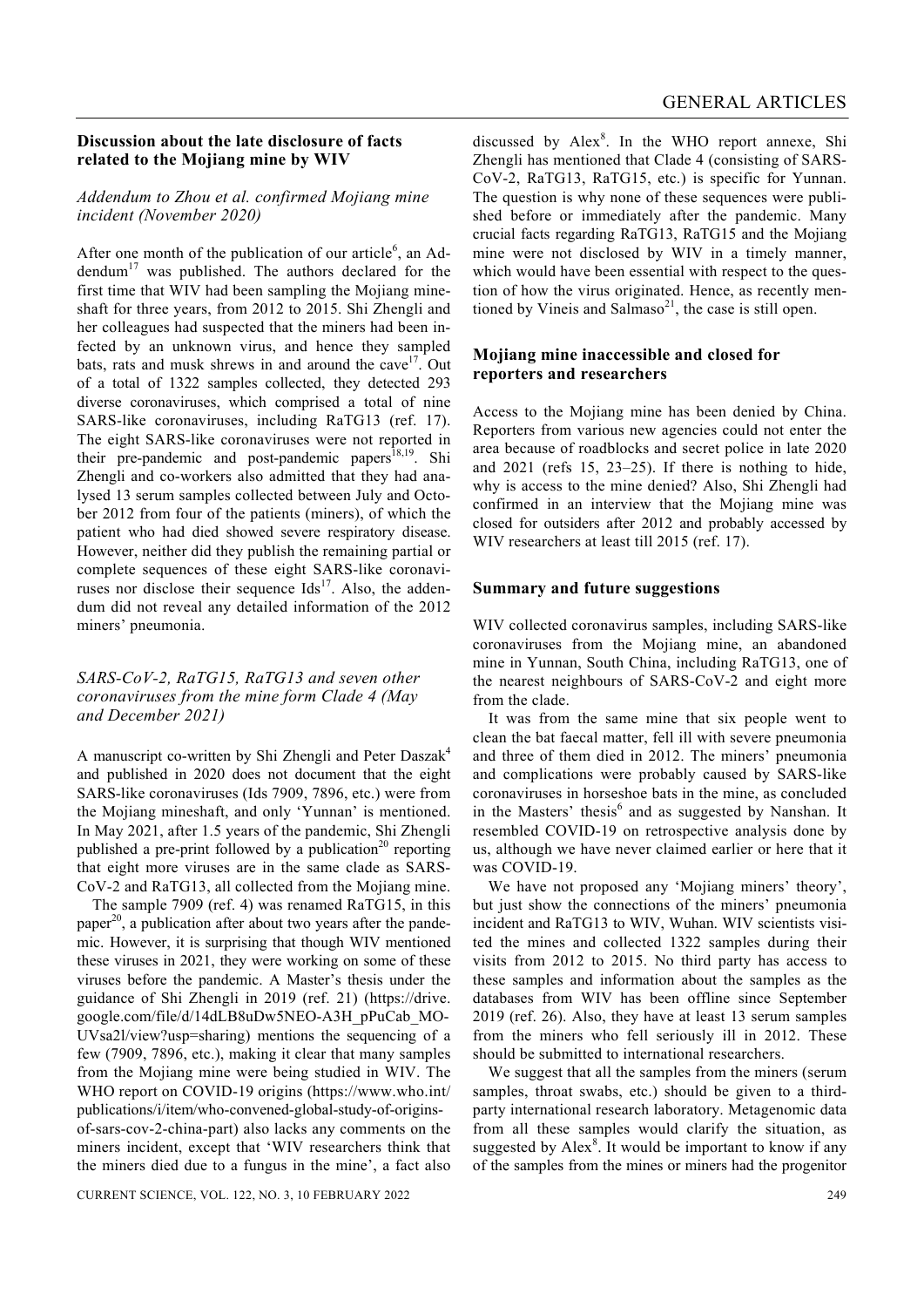## Discussion about the late disclosure of facts related to the Mojiang mine by WIV

### *Addendum to Zhou et al. confirmed Mojiang mine incident (November 2020)*

After one month of the publication of our article[6], an Addendum[17] was published. The authors declared for the first time that WIV had been sampling the Mojiang mineshaft for three years, from 2012 to 2015. Shi Zhengli and her colleagues had suspected that the miners had been infected by an unknown virus, and hence they sampled bats, rats and musk shrews in and around the cave[17]. Out of a total of 1322 samples collected, they detected 293 diverse coronaviruses, which comprised a total of nine SARS-like coronaviruses, including RaTG13 (ref. 17). The eight SARS-like coronaviruses were not reported in their pre-pandemic and post-pandemic papers[18,19]. Shi Zhengli and co-workers also admitted that they had analysed 13 serum samples collected between July and October 2012 from four of the patients (miners), of which the patient who had died showed severe respiratory disease. However, neither did they publish the remaining partial or complete sequences of these eight SARS-like coronaviruses nor disclose their sequence Ids[17]. Also, the addendum did not reveal any detailed information of the 2012 miners' pneumonia.

### *SARS-CoV-2, RaTG15, RaTG13 and seven other coronaviruses from the mine form Clade 4 (May and December 2021)*

A manuscript co-written by Shi Zhengli and Peter Daszak[4] and published in 2020 does not document that the eight SARS-like coronaviruses (Ids 7909, 7896, etc.) were from the Mojiang mineshaft, and only 'Yunnan' is mentioned. In May 2021, after 1.5 years of the pandemic, Shi Zhengli published a pre-print followed by a publication[20] reporting that eight more viruses are in the same clade as SARS-CoV-2 and RaTG13, all collected from the Mojiang mine.

The sample 7909 (ref. 4) was renamed RaTG15, in this paper[20], a publication after about two years after the pandemic. However, it is surprising that though WIV mentioned these viruses in 2021, they were working on some of these viruses before the pandemic. A Master's thesis under the guidance of Shi Zhengli in 2019 (ref. 21) (https://drive.google.com/file/d/14dLB8uDw5NEO-A3H_pPuCab_MO-UVsa2l/view?usp=sharing) mentions the sequencing of a few (7909, 7896, etc.), making it clear that many samples from the Mojiang mine were being studied in WIV. The WHO report on COVID-19 origins (https://www.who.int/publications/i/item/who-convened-global-study-of-origins-of-sars-cov-2-china-part) also lacks any comments on the miners incident, except that 'WIV researchers think that the miners died due to a fungus in the mine', a fact also discussed by Alex[8]. In the WHO report annexe, Shi Zhengli has mentioned that Clade 4 (consisting of SARS-CoV-2, RaTG13, RaTG15, etc.) is specific for Yunnan. The question is why none of these sequences were published before or immediately after the pandemic. Many crucial facts regarding RaTG13, RaTG15 and the Mojiang mine were not disclosed by WIV in a timely manner, which would have been essential with respect to the question of how the virus originated. Hence, as recently mentioned by Vineis and Salmaso[21], the case is still open.

## Mojiang mine inaccessible and closed for reporters and researchers

Access to the Mojiang mine has been denied by China. Reporters from various new agencies could not enter the area because of roadblocks and secret police in late 2020 and 2021 (refs 15, 23–25). If there is nothing to hide, why is access to the mine denied? Also, Shi Zhengli had confirmed in an interview that the Mojiang mine was closed for outsiders after 2012 and probably accessed by WIV researchers at least till 2015 (ref. 17).

## Summary and future suggestions

WIV collected coronavirus samples, including SARS-like coronaviruses from the Mojiang mine, an abandoned mine in Yunnan, South China, including RaTG13, one of the nearest neighbours of SARS-CoV-2 and eight more from the clade.

It was from the same mine that six people went to clean the bat faecal matter, fell ill with severe pneumonia and three of them died in 2012. The miners' pneumonia and complications were probably caused by SARS-like coronaviruses in horseshoe bats in the mine, as concluded in the Masters' thesis[6] and as suggested by Nanshan. It resembled COVID-19 on retrospective analysis done by us, although we have never claimed earlier or here that it was COVID-19.

We have not proposed any 'Mojiang miners' theory', but just show the connections of the miners' pneumonia incident and RaTG13 to WIV, Wuhan. WIV scientists visited the mines and collected 1322 samples during their visits from 2012 to 2015. No third party has access to these samples and information about the samples as the databases from WIV has been offline since September 2019 (ref. 26). Also, they have at least 13 serum samples from the miners who fell seriously ill in 2012. These should be submitted to international researchers.

We suggest that all the samples from the miners (serum samples, throat swabs, etc.) should be given to a third-party international research laboratory. Metagenomic data from all these samples would clarify the situation, as suggested by Alex[8]. It would be important to know if any of the samples from the mines or miners had the progenitor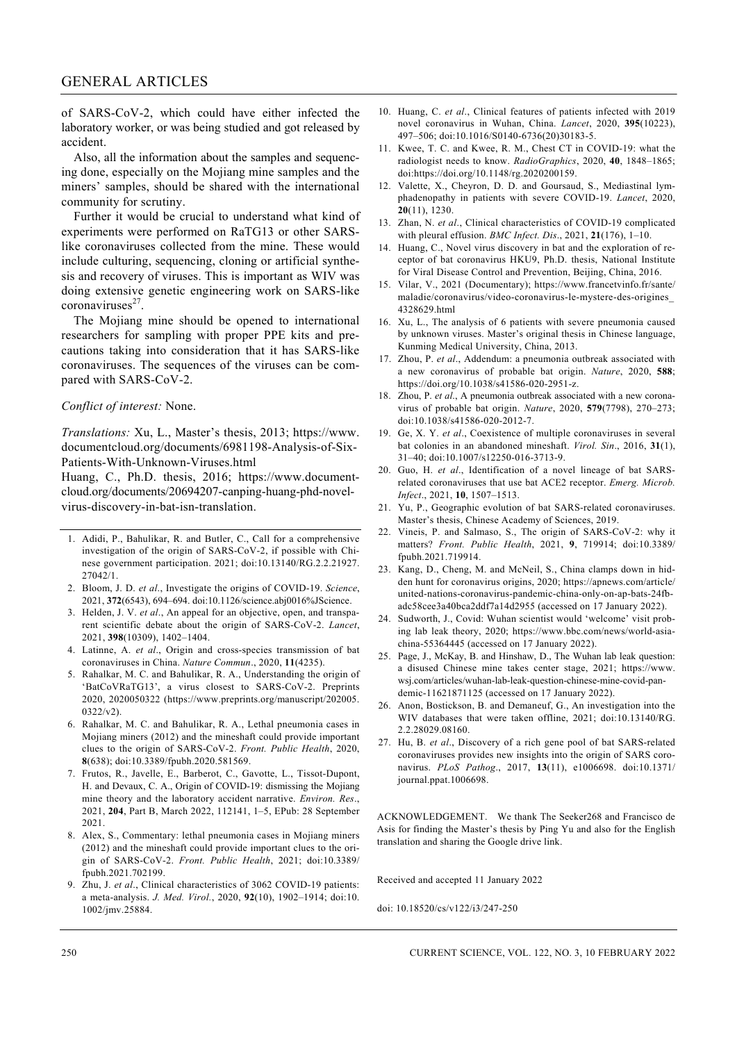of SARS-CoV-2, which could have either infected the laboratory worker, or was being studied and got released by accident.

Also, all the information about the samples and sequencing done, especially on the Mojiang mine samples and the miners' samples, should be shared with the international community for scrutiny.

Further it would be crucial to understand what kind of experiments were performed on RaTG13 or other SARS-like coronaviruses collected from the mine. These would include culturing, sequencing, cloning or artificial synthesis and recovery of viruses. This is important as WIV was doing extensive genetic engineering work on SARS-like coronaviruses[27].

The Mojiang mine should be opened to international researchers for sampling with proper PPE kits and precautions taking into consideration that it has SARS-like coronaviruses. The sequences of the viruses can be compared with SARS-CoV-2.

*Conflict of interest:* None.

*Translations:* Xu, L., Master's thesis, 2013; https://www.documentcloud.org/documents/6981198-Analysis-of-Six-Patients-With-Unknown-Viruses.html

Huang, C., Ph.D. thesis, 2016; https://www.documentcloud.org/documents/20694207-canping-huang-phd-novel-virus-discovery-in-bat-isn-translation.

1. Adidi, P., Bahulikar, R. and Butler, C., Call for a comprehensive investigation of the origin of SARS-CoV-2, if possible with Chinese government participation. 2021; doi:10.13140/RG.2.2.21927.27042/1.
2. Bloom, J. D. *et al*., Investigate the origins of COVID-19. *Science*, 2021, **372**(6543), 694–694. doi:10.1126/science.abj0016%JScience.
3. Helden, J. V. *et al*., An appeal for an objective, open, and transparent scientific debate about the origin of SARS-CoV-2. *Lancet*, 2021, **398**(10309), 1402–1404.
4. Latinne, A. *et al*., Origin and cross-species transmission of bat coronaviruses in China. *Nature Commun*., 2020, **11**(4235).
5. Rahalkar, M. C. and Bahulikar, R. A., Understanding the origin of 'BatCoVRaTG13', a virus closest to SARS-CoV-2. Preprints 2020, 2020050322 (https://www.preprints.org/manuscript/202005.0322/v2).
6. Rahalkar, M. C. and Bahulikar, R. A., Lethal pneumonia cases in Mojiang miners (2012) and the mineshaft could provide important clues to the origin of SARS-CoV-2. *Front. Public Health*, 2020, **8**(638); doi:10.3389/fpubh.2020.581569.
7. Frutos, R., Javelle, E., Barberot, C., Gavotte, L., Tissot-Dupont, H. and Devaux, C. A., Origin of COVID-19: dismissing the Mojiang mine theory and the laboratory accident narrative. *Environ. Res*., 2021, **204**, Part B, March 2022, 112141, 1–5, EPub: 28 September 2021.
8. Alex, S., Commentary: lethal pneumonia cases in Mojiang miners (2012) and the mineshaft could provide important clues to the origin of SARS-CoV-2. *Front. Public Health*, 2021; doi:10.3389/fpubh.2021.702199.
9. Zhu, J. *et al*., Clinical characteristics of 3062 COVID-19 patients: a meta-analysis. *J. Med. Virol.*, 2020, **92**(10), 1902–1914; doi:10.1002/jmv.25884.
10. Huang, C. *et al*., Clinical features of patients infected with 2019 novel coronavirus in Wuhan, China. *Lancet*, 2020, **395**(10223), 497–506; doi:10.1016/S0140-6736(20)30183-5.
11. Kwee, T. C. and Kwee, R. M., Chest CT in COVID-19: what the radiologist needs to know. *RadioGraphics*, 2020, **40**, 1848–1865; doi:https://doi.org/10.1148/rg.2020200159.
12. Valette, X., Cheyron, D. D. and Goursaud, S., Mediastinal lymphadenopathy in patients with severe COVID-19. *Lancet*, 2020, **20**(11), 1230.
13. Zhan, N. *et al*., Clinical characteristics of COVID-19 complicated with pleural effusion. *BMC Infect. Dis*., 2021, **21**(176), 1–10.
14. Huang, C., Novel virus discovery in bat and the exploration of receptor of bat coronavirus HKU9, Ph.D. thesis, National Institute for Viral Disease Control and Prevention, Beijing, China, 2016.
15. Vilar, V., 2021 (Documentary); https://www.francetvinfo.fr/sante/maladie/coronavirus/video-coronavirus-le-mystere-des-origines_4328629.html
16. Xu, L., The analysis of 6 patients with severe pneumonia caused by unknown viruses. Master's original thesis in Chinese language, Kunming Medical University, China, 2013.
17. Zhou, P. *et al*., Addendum: a pneumonia outbreak associated with a new coronavirus of probable bat origin. *Nature*, 2020, **588**; https://doi.org/10.1038/s41586-020-2951-z.
18. Zhou, P. *et al*., A pneumonia outbreak associated with a new coronavirus of probable bat origin. *Nature*, 2020, **579**(7798), 270–273; doi:10.1038/s41586-020-2012-7.
19. Ge, X. Y. *et al*., Coexistence of multiple coronaviruses in several bat colonies in an abandoned mineshaft. *Virol. Sin*., 2016, **31**(1), 31–40; doi:10.1007/s12250-016-3713-9.
20. Guo, H. *et al*., Identification of a novel lineage of bat SARS-related coronaviruses that use bat ACE2 receptor. *Emerg. Microb. Infect*., 2021, **10**, 1507–1513.
21. Yu, P., Geographic evolution of bat SARS-related coronaviruses. Master's thesis, Chinese Academy of Sciences, 2019.
22. Vineis, P. and Salmaso, S., The origin of SARS-CoV-2: why it matters? *Front. Public Health*, 2021, **9**, 719914; doi:10.3389/fpubh.2021.719914.
23. Kang, D., Cheng, M. and McNeil, S., China clamps down in hidden hunt for coronavirus origins, 2020; https://apnews.com/article/united-nations-coronavirus-pandemic-china-only-on-ap-bats-24fbadc58cee3a40bca2ddf7a14d2955 (accessed on 17 January 2022).
24. Sudworth, J., Covid: Wuhan scientist would 'welcome' visit probing lab leak theory, 2020; https://www.bbc.com/news/world-asia-china-55364445 (accessed on 17 January 2022).
25. Page, J., McKay, B. and Hinshaw, D., The Wuhan lab leak question: a disused Chinese mine takes center stage, 2021; https://www.wsj.com/articles/wuhan-lab-leak-question-chinese-mine-covid-pandemic-11621871125 (accessed on 17 January 2022).
26. Anon, Bostickson, B. and Demaneuf, G., An investigation into the WIV databases that were taken offline, 2021; doi:10.13140/RG.2.2.28029.08160.
27. Hu, B. *et al*., Discovery of a rich gene pool of bat SARS-related coronaviruses provides new insights into the origin of SARS coronavirus. *PLoS Pathog*., 2017, **13**(11), e1006698. doi:10.1371/journal.ppat.1006698.

ACKNOWLEDGEMENT. We thank The Seeker268 and Francisco de Asis for finding the Master's thesis by Ping Yu and also for the English translation and sharing the Google drive link.

Received and accepted 11 January 2022

doi: 10.18520/cs/v122/i3/247-250